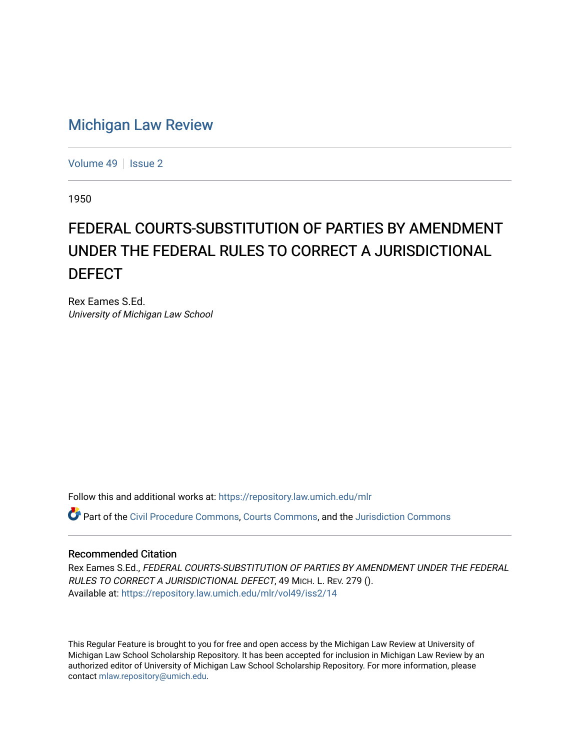# Michigan Law Review

Volume 49 | Issue 2

1950

# FEDERAL COURTS-SUBSTITUTION OF PARTIES BY AMENDMENT UNDER THE FEDERAL RULES TO CORRECT A JURISDICTIONAL DEFECT

Rex Eames S.Ed.
*University of Michigan Law School*

Follow this and additional works at: https://repository.law.umich.edu/mlr

Part of the Civil Procedure Commons, Courts Commons, and the Jurisdiction Commons

## Recommended Citation

Rex Eames S.Ed., *FEDERAL COURTS-SUBSTITUTION OF PARTIES BY AMENDMENT UNDER THE FEDERAL RULES TO CORRECT A JURISDICTIONAL DEFECT*, 49 MICH. L. REV. 279 ().
Available at: https://repository.law.umich.edu/mlr/vol49/iss2/14

This Regular Feature is brought to you for free and open access by the Michigan Law Review at University of Michigan Law School Scholarship Repository. It has been accepted for inclusion in Michigan Law Review by an authorized editor of University of Michigan Law School Scholarship Repository. For more information, please contact mlaw.repository@umich.edu.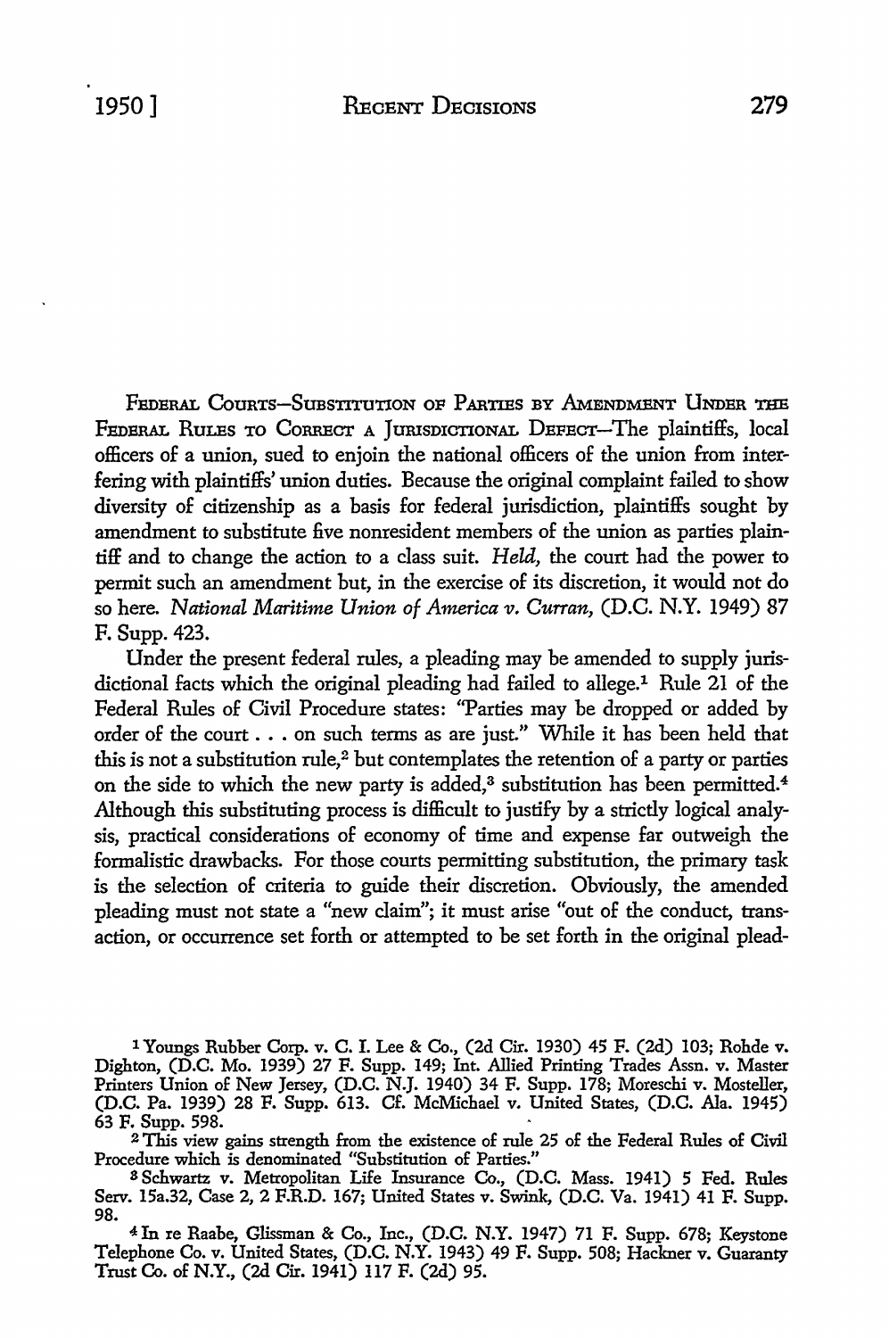FEDERAL COURTS—SUBSTITUTION OF PARTIES BY AMENDMENT UNDER THE FEDERAL RULES TO CORRECT A JURISDICTIONAL DEFECT—The plaintiffs, local officers of a union, sued to enjoin the national officers of the union from interfering with plaintiffs' union duties. Because the original complaint failed to show diversity of citizenship as a basis for federal jurisdiction, plaintiffs sought by amendment to substitute five nonresident members of the union as parties plaintiff and to change the action to a class suit. *Held*, the court had the power to permit such an amendment but, in the exercise of its discretion, it would not do so here. *National Maritime Union of America v. Curran*, (D.C. N.Y. 1949) 87 F. Supp. 423.

Under the present federal rules, a pleading may be amended to supply jurisdictional facts which the original pleading had failed to allege.[1] Rule 21 of the Federal Rules of Civil Procedure states: "Parties may be dropped or added by order of the court . . . on such terms as are just." While it has been held that this is not a substitution rule,[2] but contemplates the retention of a party or parties on the side to which the new party is added,[3] substitution has been permitted.[4] Although this substituting process is difficult to justify by a strictly logical analysis, practical considerations of economy of time and expense far outweigh the formalistic drawbacks. For those courts permitting substitution, the primary task is the selection of criteria to guide their discretion. Obviously, the amended pleading must not state a "new claim"; it must arise "out of the conduct, transaction, or occurrence set forth or attempted to be set forth in the original plead-

---

[1] Youngs Rubber Corp. v. C. I. Lee & Co., (2d Cir. 1930) 45 F. (2d) 103; Rohde v. Dighton, (D.C. Mo. 1939) 27 F. Supp. 149; Int. Allied Printing Trades Assn. v. Master Printers Union of New Jersey, (D.C. N.J. 1940) 34 F. Supp. 178; Moreschi v. Mosteller, (D.C. Pa. 1939) 28 F. Supp. 613. Cf. McMichael v. United States, (D.C. Ala. 1945) 63 F. Supp. 598.

[2] This view gains strength from the existence of rule 25 of the Federal Rules of Civil Procedure which is denominated "Substitution of Parties."

[3] Schwartz v. Metropolitan Life Insurance Co., (D.C. Mass. 1941) 5 Fed. Rules Serv. 15a.32, Case 2, 2 F.R.D. 167; United States v. Swink, (D.C. Va. 1941) 41 F. Supp. 98.

[4] In re Raabe, Glissman & Co., Inc., (D.C. N.Y. 1947) 71 F. Supp. 678; Keystone Telephone Co. v. United States, (D.C. N.Y. 1943) 49 F. Supp. 508; Hackner v. Guaranty Trust Co. of N.Y., (2d Cir. 1941) 117 F. (2d) 95.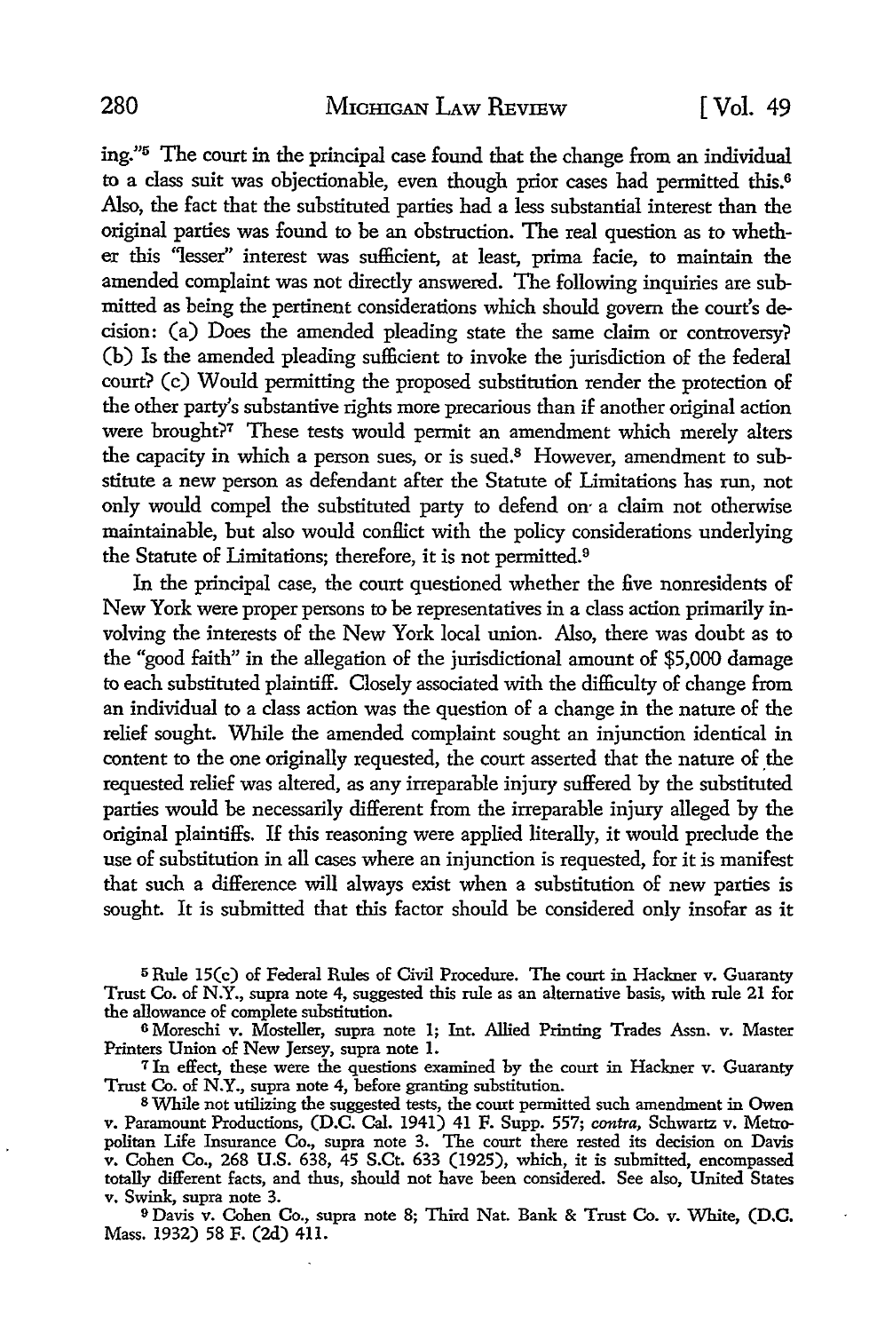ing."[5] The court in the principal case found that the change from an individual to a class suit was objectionable, even though prior cases had permitted this.[6] Also, the fact that the substituted parties had a less substantial interest than the original parties was found to be an obstruction. The real question as to whether this "lesser" interest was sufficient, at least, prima facie, to maintain the amended complaint was not directly answered. The following inquiries are submitted as being the pertinent considerations which should govern the court's decision: (a) Does the amended pleading state the same claim or controversy? (b) Is the amended pleading sufficient to invoke the jurisdiction of the federal court? (c) Would permitting the proposed substitution render the protection of the other party's substantive rights more precarious than if another original action were brought?[7] These tests would permit an amendment which merely alters the capacity in which a person sues, or is sued.[8] However, amendment to substitute a new person as defendant after the Statute of Limitations has run, not only would compel the substituted party to defend on a claim not otherwise maintainable, but also would conflict with the policy considerations underlying the Statute of Limitations; therefore, it is not permitted.[9]

In the principal case, the court questioned whether the five nonresidents of New York were proper persons to be representatives in a class action primarily involving the interests of the New York local union. Also, there was doubt as to the "good faith" in the allegation of the jurisdictional amount of $5,000 damage to each substituted plaintiff. Closely associated with the difficulty of change from an individual to a class action was the question of a change in the nature of the relief sought. While the amended complaint sought an injunction identical in content to the one originally requested, the court asserted that the nature of the requested relief was altered, as any irreparable injury suffered by the substituted parties would be necessarily different from the irreparable injury alleged by the original plaintiffs. If this reasoning were applied literally, it would preclude the use of substitution in all cases where an injunction is requested, for it is manifest that such a difference will always exist when a substitution of new parties is sought. It is submitted that this factor should be considered only insofar as it

[5] Rule 15(c) of Federal Rules of Civil Procedure. The court in Hackner v. Guaranty Trust Co. of N.Y., supra note 4, suggested this rule as an alternative basis, with rule 21 for the allowance of complete substitution.

[6] Moreschi v. Mosteller, supra note 1; Int. Allied Printing Trades Assn. v. Master Printers Union of New Jersey, supra note 1.

[7] In effect, these were the questions examined by the court in Hackner v. Guaranty Trust Co. of N.Y., supra note 4, before granting substitution.

[8] While not utilizing the suggested tests, the court permitted such amendment in Owen v. Paramount Productions, (D.C. Cal. 1941) 41 F. Supp. 557; *contra*, Schwartz v. Metropolitan Life Insurance Co., supra note 3. The court there rested its decision on Davis v. Cohen Co., 268 U.S. 638, 45 S.Ct. 633 (1925), which, it is submitted, encompassed totally different facts, and thus, should not have been considered. See also, United States v. Swink, supra note 3.

[9] Davis v. Cohen Co., supra note 8; Third Nat. Bank & Trust Co. v. White, (D.C. Mass. 1932) 58 F. (2d) 411.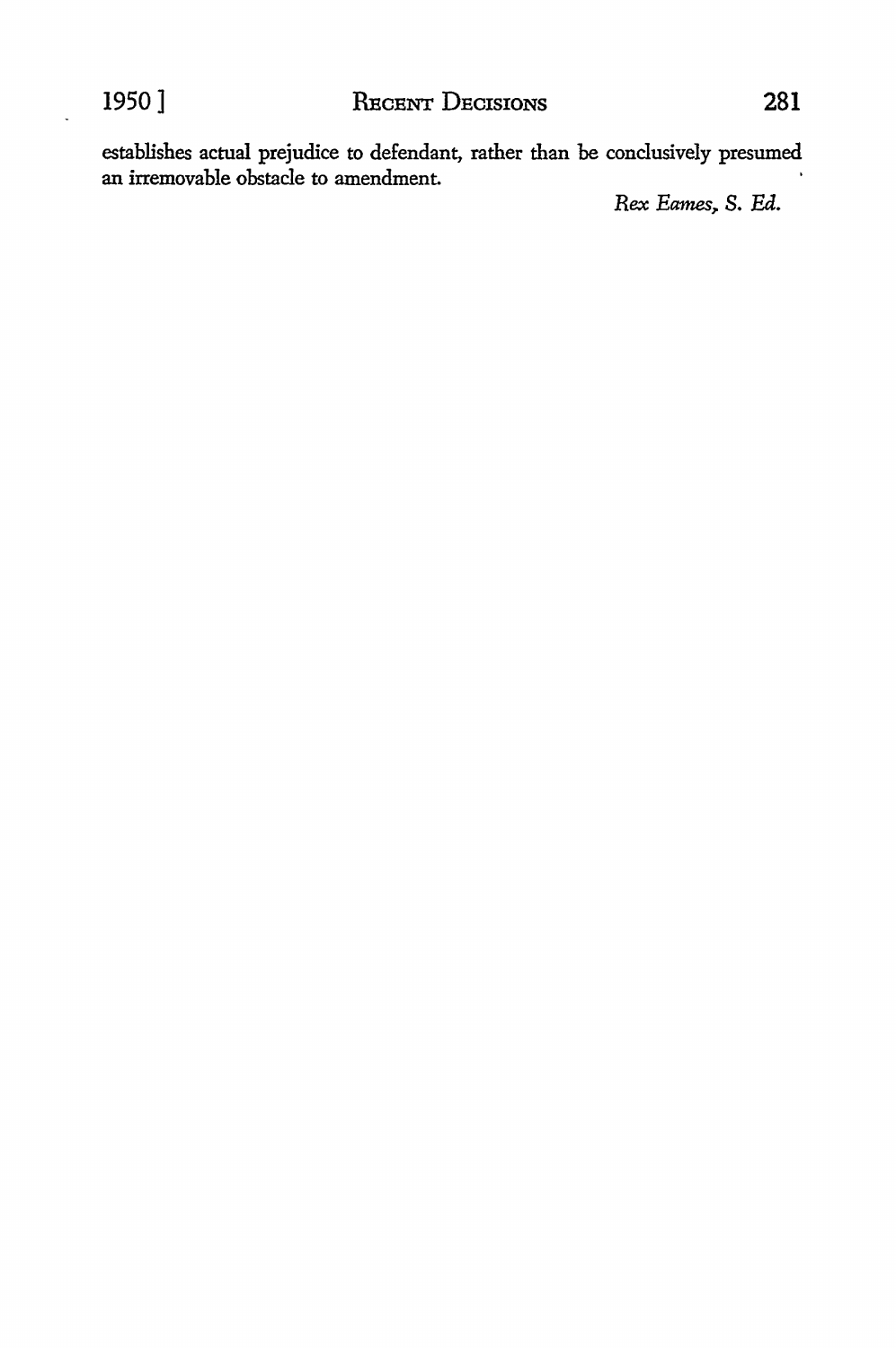establishes actual prejudice to defendant, rather than be conclusively presumed an irremovable obstacle to amendment.

*Rex Eames, S. Ed.*